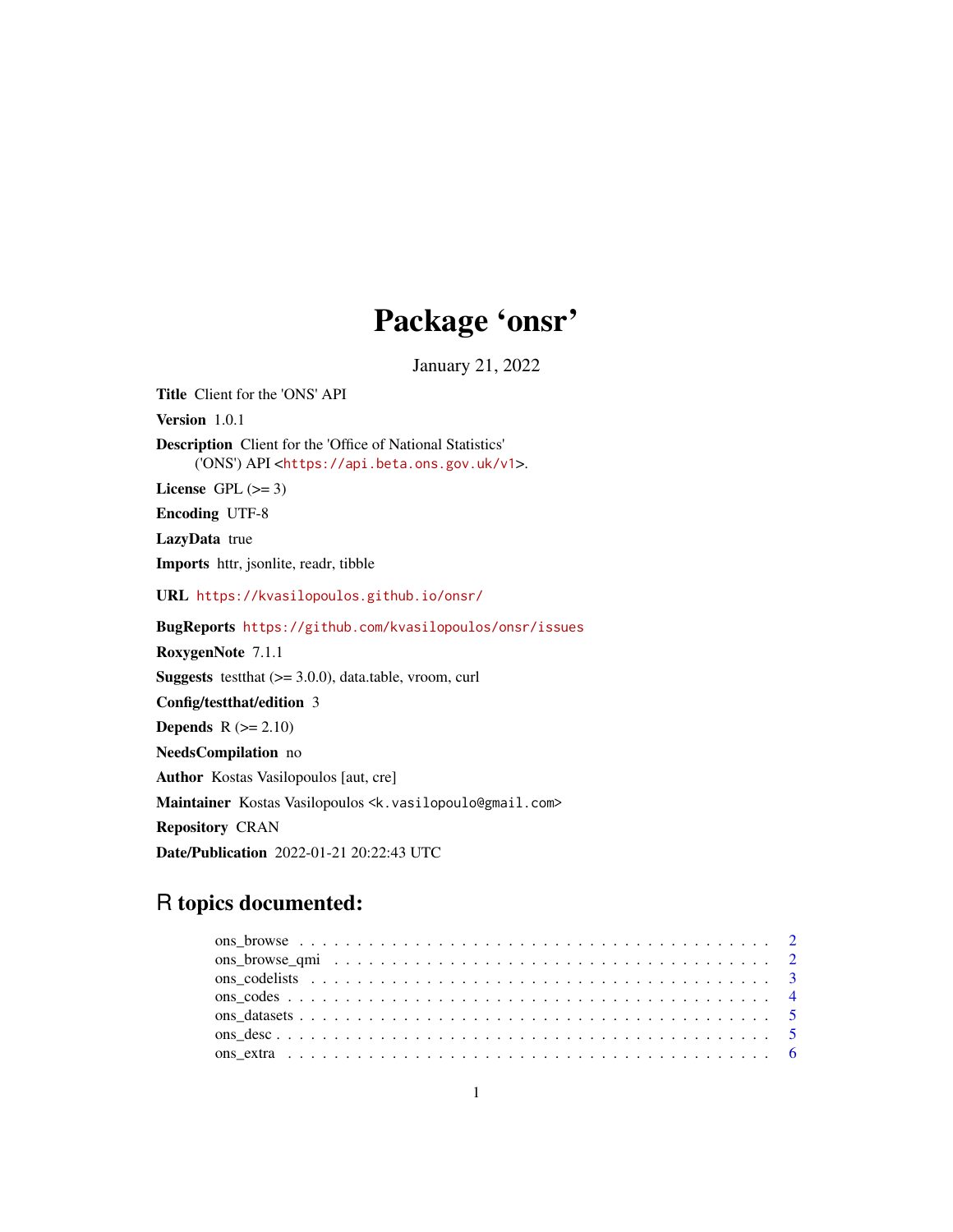# Package 'onsr'

January 21, 2022

**Title** Client for the 'ONS' API

**Version** 1.0.1

**Description** Client for the 'Office of National Statistics' ('ONS') API <https://api.beta.ons.gov.uk/v1>.

**License** GPL (>= 3)

**Encoding** UTF-8

**LazyData** true

**Imports** httr, jsonlite, readr, tibble

**URL** https://kvasilopoulos.github.io/onsr/

**BugReports** https://github.com/kvasilopoulos/onsr/issues

**RoxygenNote** 7.1.1

**Suggests** testthat (>= 3.0.0), data.table, vroom, curl

**Config/testthat/edition** 3

**Depends** R (>= 2.10)

**NeedsCompilation** no

**Author** Kostas Vasilopoulos [aut, cre]

**Maintainer** Kostas Vasilopoulos <k.vasilopoulo@gmail.com>

**Repository** CRAN

**Date/Publication** 2022-01-21 20:22:43 UTC

## R topics documented:

ons_browse . . . . . . . . . . . . . . . . . . . . . . . . . . . . . . . . . . . . . . . . . 2
ons_browse_qmi . . . . . . . . . . . . . . . . . . . . . . . . . . . . . . . . . . . . . . 2
ons_codelists . . . . . . . . . . . . . . . . . . . . . . . . . . . . . . . . . . . . . . . . 3
ons_codes . . . . . . . . . . . . . . . . . . . . . . . . . . . . . . . . . . . . . . . . . . 4
ons_datasets . . . . . . . . . . . . . . . . . . . . . . . . . . . . . . . . . . . . . . . . 5
ons_desc . . . . . . . . . . . . . . . . . . . . . . . . . . . . . . . . . . . . . . . . . . 5
ons_extra . . . . . . . . . . . . . . . . . . . . . . . . . . . . . . . . . . . . . . . . . . 6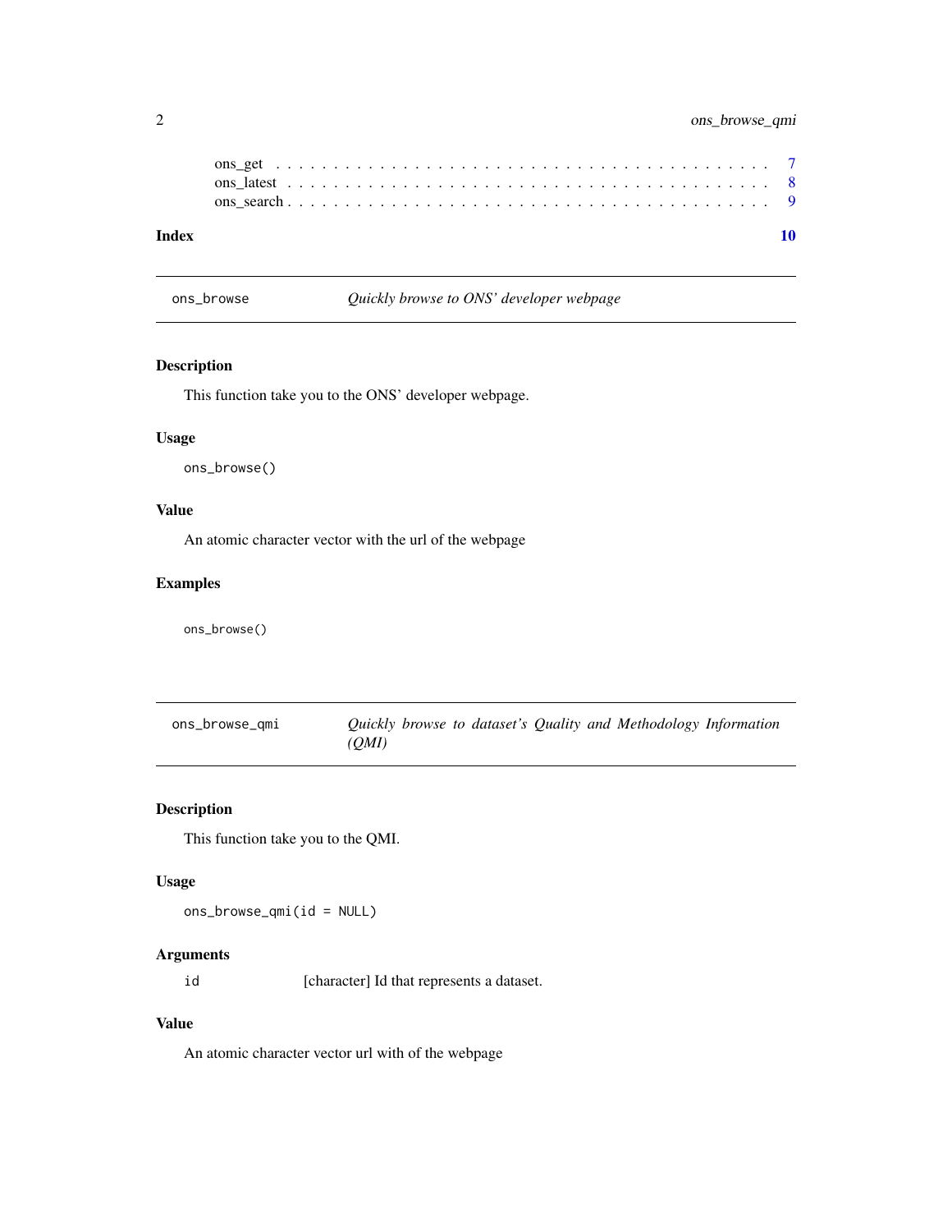ons_get . . . . . . . . . . . . . . . . . . . . . . . . . . . . . . . . . . . . . . . . 7
ons_latest . . . . . . . . . . . . . . . . . . . . . . . . . . . . . . . . . . . . . . . 8
ons_search . . . . . . . . . . . . . . . . . . . . . . . . . . . . . . . . . . . . . . . 9

**Index** **10**

---

## ons_browse — *Quickly browse to ONS' developer webpage*

### Description

This function take you to the ONS' developer webpage.

### Usage

```
ons_browse()
```

### Value

An atomic character vector with the url of the webpage

### Examples

```
ons_browse()
```

---

## ons_browse_qmi — *Quickly browse to dataset's Quality and Methodology Information (QMI)*

### Description

This function take you to the QMI.

### Usage

```
ons_browse_qmi(id = NULL)
```

### Arguments

| | |
|---|---|
| id | [character] Id that represents a dataset. |

### Value

An atomic character vector url with of the webpage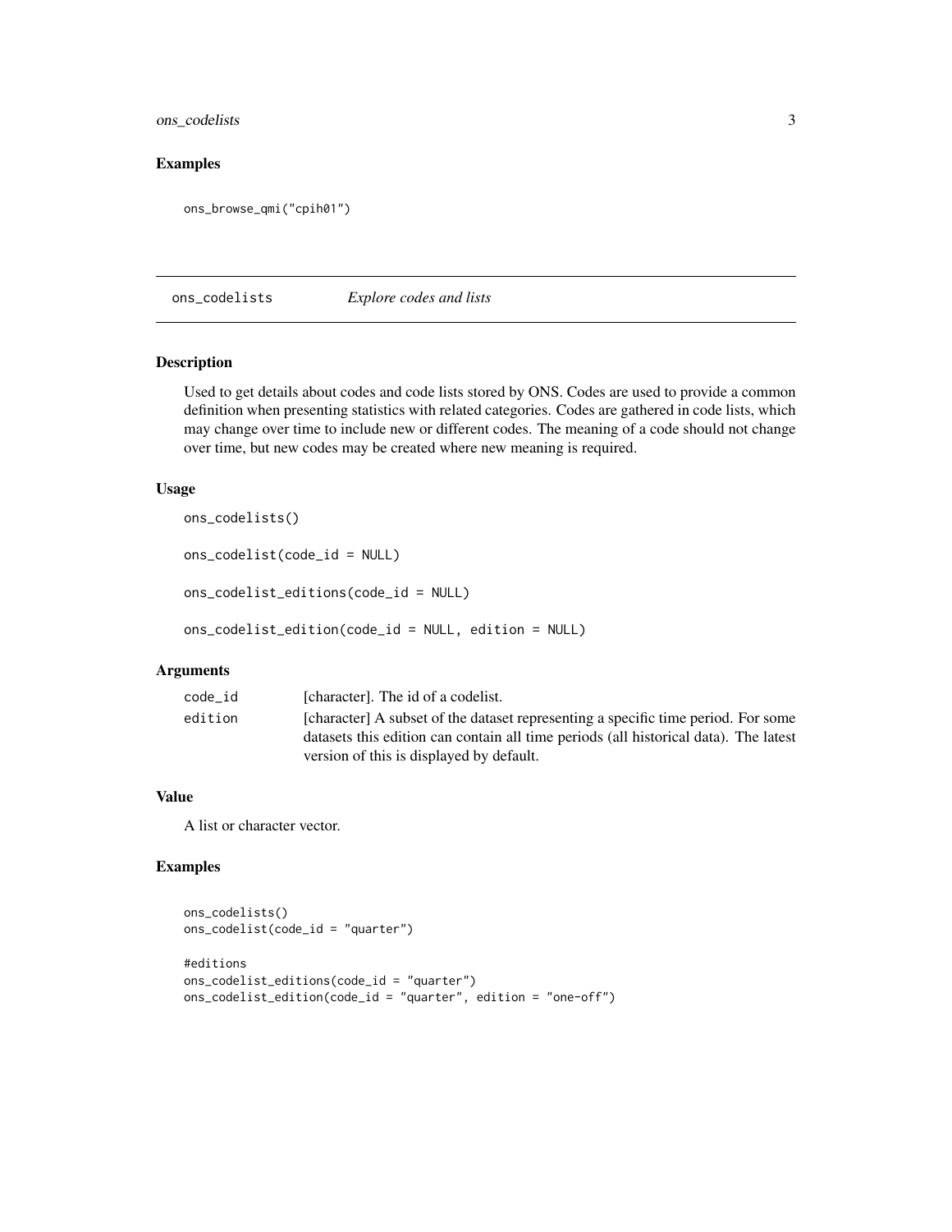## Examples

```
ons_browse_qmi("cpih01")
```

## ons_codelists *Explore codes and lists*

### Description

Used to get details about codes and code lists stored by ONS. Codes are used to provide a common definition when presenting statistics with related categories. Codes are gathered in code lists, which may change over time to include new or different codes. The meaning of a code should not change over time, but new codes may be created where new meaning is required.

### Usage

```
ons_codelists()

ons_codelist(code_id = NULL)

ons_codelist_editions(code_id = NULL)

ons_codelist_edition(code_id = NULL, edition = NULL)
```

### Arguments

| | |
|---|---|
| `code_id` | [character]. The id of a codelist. |
| `edition` | [character] A subset of the dataset representing a specific time period. For some datasets this edition can contain all time periods (all historical data). The latest version of this is displayed by default. |

### Value

A list or character vector.

### Examples

```
ons_codelists()
ons_codelist(code_id = "quarter")

#editions
ons_codelist_editions(code_id = "quarter")
ons_codelist_edition(code_id = "quarter", edition = "one-off")
```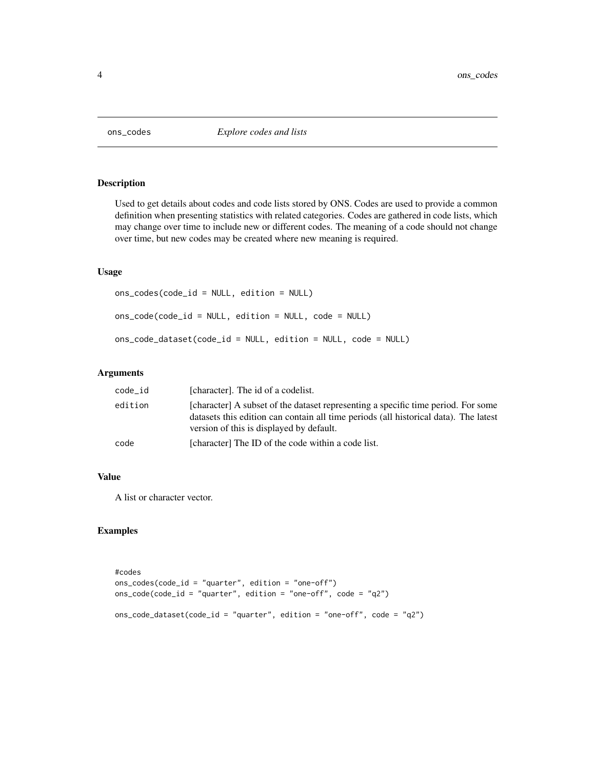# ons_codes *Explore codes and lists*

## Description

Used to get details about codes and code lists stored by ONS. Codes are used to provide a common definition when presenting statistics with related categories. Codes are gathered in code lists, which may change over time to include new or different codes. The meaning of a code should not change over time, but new codes may be created where new meaning is required.

## Usage

```
ons_codes(code_id = NULL, edition = NULL)

ons_code(code_id = NULL, edition = NULL, code = NULL)

ons_code_dataset(code_id = NULL, edition = NULL, code = NULL)
```

## Arguments

| | |
|---|---|
| code_id | [character]. The id of a codelist. |
| edition | [character] A subset of the dataset representing a specific time period. For some datasets this edition can contain all time periods (all historical data). The latest version of this is displayed by default. |
| code | [character] The ID of the code within a code list. |

## Value

A list or character vector.

## Examples

```
#codes
ons_codes(code_id = "quarter", edition = "one-off")
ons_code(code_id = "quarter", edition = "one-off", code = "q2")

ons_code_dataset(code_id = "quarter", edition = "one-off", code = "q2")
```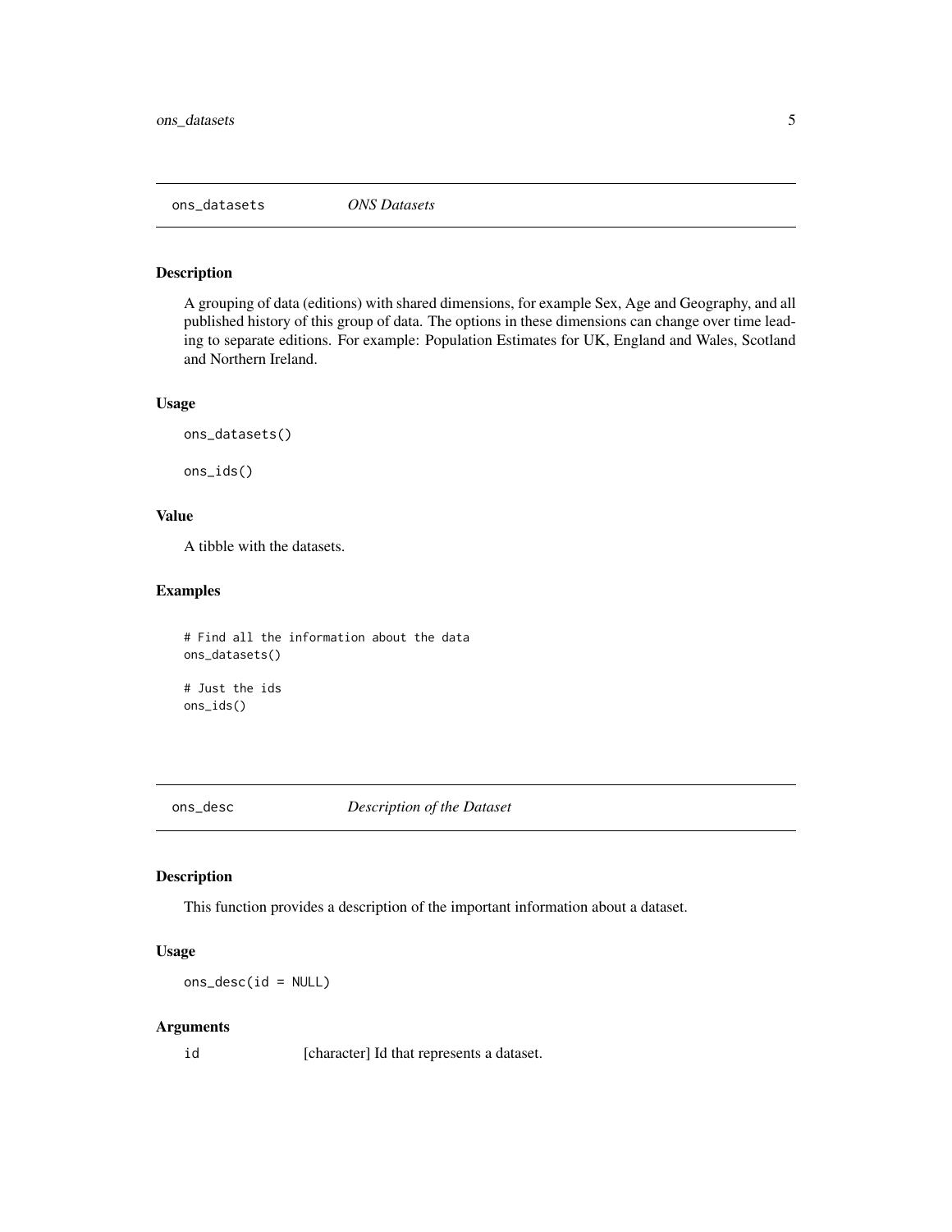## ons_datasets *ONS Datasets*

### Description

A grouping of data (editions) with shared dimensions, for example Sex, Age and Geography, and all published history of this group of data. The options in these dimensions can change over time leading to separate editions. For example: Population Estimates for UK, England and Wales, Scotland and Northern Ireland.

### Usage

```
ons_datasets()

ons_ids()
```

### Value

A tibble with the datasets.

### Examples

```
# Find all the information about the data
ons_datasets()

# Just the ids
ons_ids()
```

## ons_desc *Description of the Dataset*

### Description

This function provides a description of the important information about a dataset.

### Usage

```
ons_desc(id = NULL)
```

### Arguments

| | |
|---|---|
| id | [character] Id that represents a dataset. |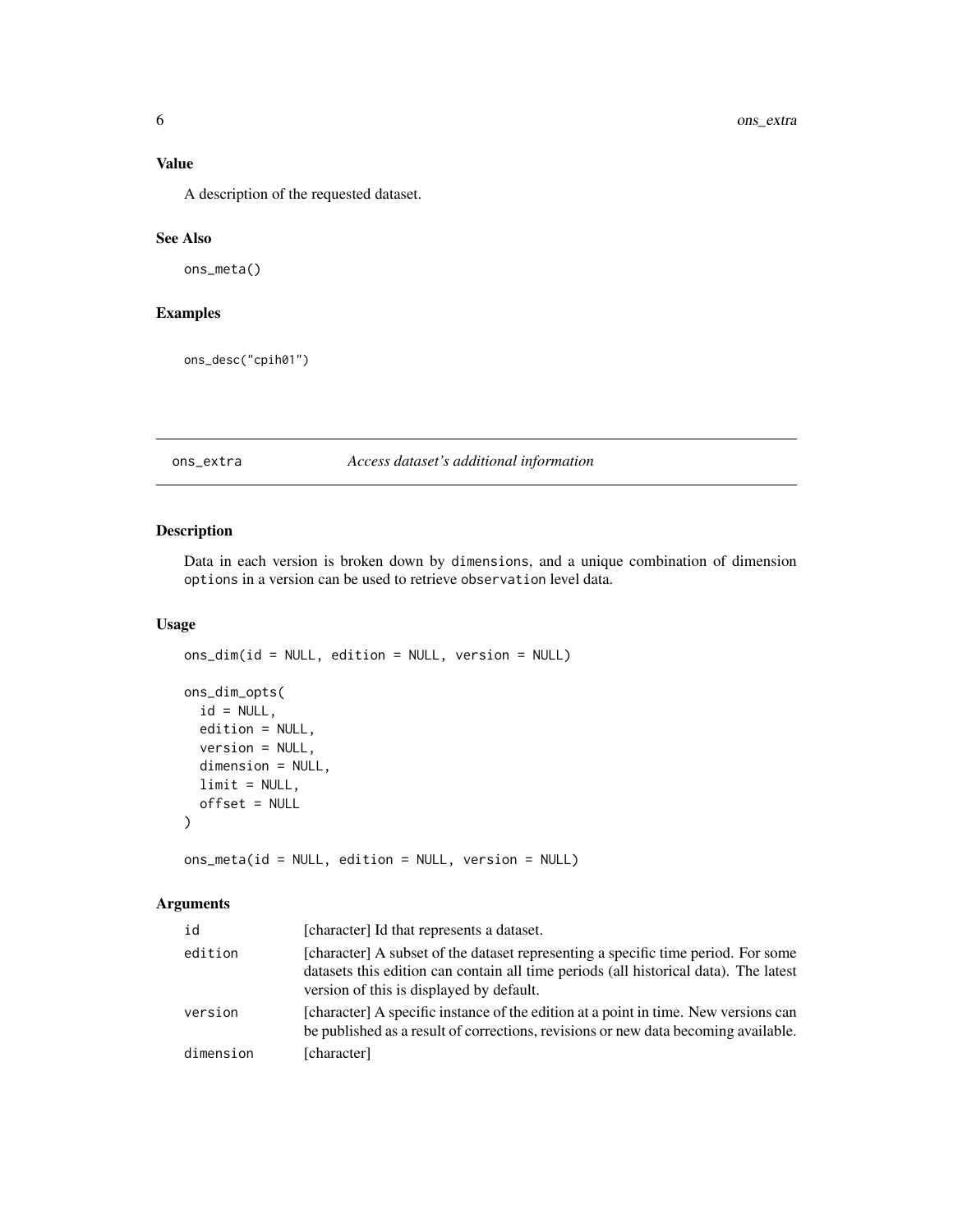## Value

A description of the requested dataset.

## See Also

ons_meta()

## Examples

```
ons_desc("cpih01")
```

---

ons_extra *Access dataset's additional information*

---

## Description

Data in each version is broken down by dimensions, and a unique combination of dimension options in a version can be used to retrieve observation level data.

## Usage

```
ons_dim(id = NULL, edition = NULL, version = NULL)

ons_dim_opts(
  id = NULL,
  edition = NULL,
  version = NULL,
  dimension = NULL,
  limit = NULL,
  offset = NULL
)

ons_meta(id = NULL, edition = NULL, version = NULL)
```

## Arguments

| | |
|---|---|
| id | [character] Id that represents a dataset. |
| edition | [character] A subset of the dataset representing a specific time period. For some datasets this edition can contain all time periods (all historical data). The latest version of this is displayed by default. |
| version | [character] A specific instance of the edition at a point in time. New versions can be published as a result of corrections, revisions or new data becoming available. |
| dimension | [character] |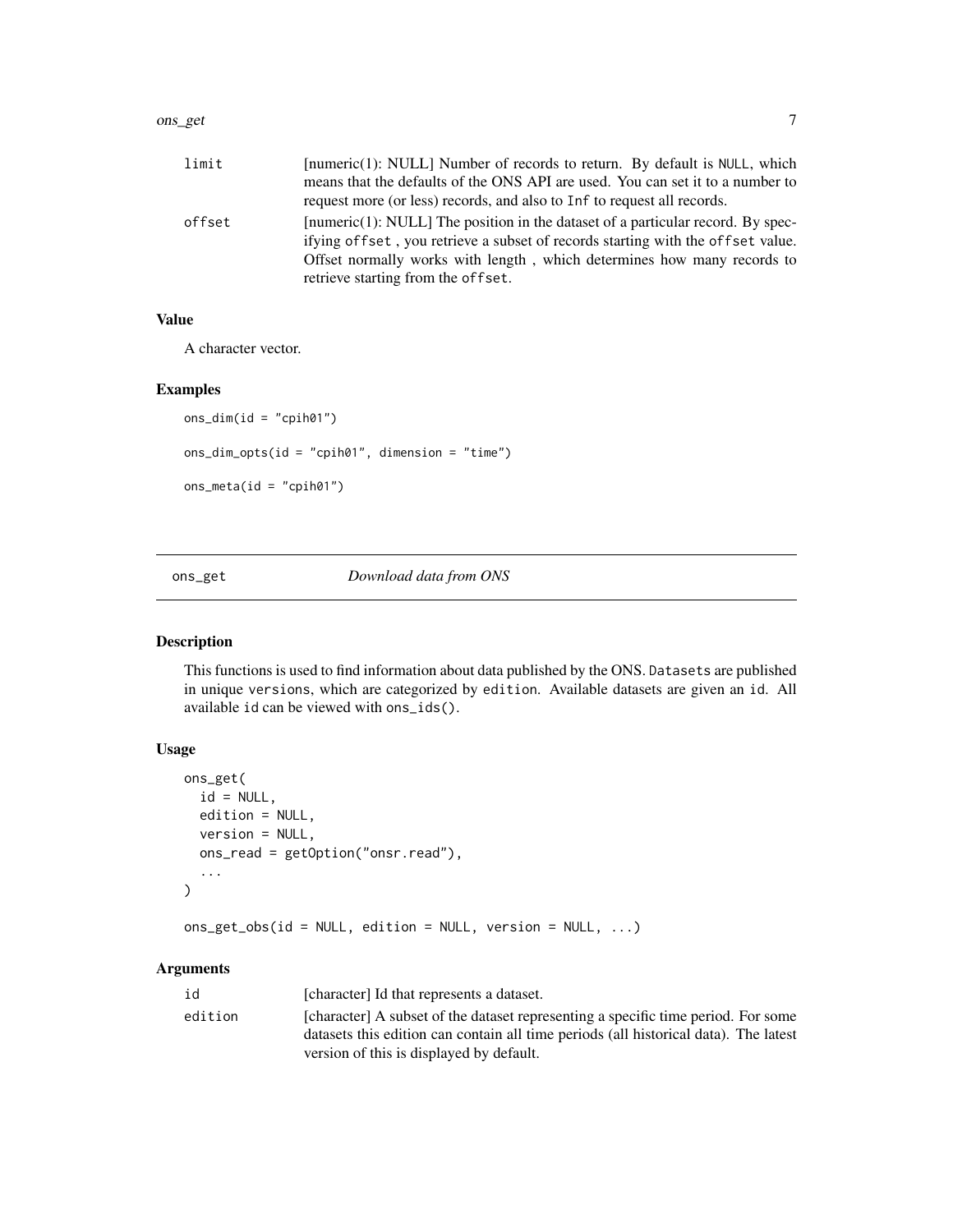| | |
|---|---|
| limit | [numeric(1): NULL] Number of records to return. By default is NULL, which means that the defaults of the ONS API are used. You can set it to a number to request more (or less) records, and also to Inf to request all records. |
| offset | [numeric(1): NULL] The position in the dataset of a particular record. By specifying offset , you retrieve a subset of records starting with the offset value. Offset normally works with length , which determines how many records to retrieve starting from the offset. |

### Value

A character vector.

### Examples

```
ons_dim(id = "cpih01")

ons_dim_opts(id = "cpih01", dimension = "time")

ons_meta(id = "cpih01")
```

---

## ons_get *Download data from ONS*

---

### Description

This functions is used to find information about data published by the ONS. Datasets are published in unique versions, which are categorized by edition. Available datasets are given an id. All available id can be viewed with ons_ids().

### Usage

```
ons_get(
  id = NULL,
  edition = NULL,
  version = NULL,
  ons_read = getOption("onsr.read"),
  ...
)

ons_get_obs(id = NULL, edition = NULL, version = NULL, ...)
```

### Arguments

| | |
|---|---|
| id | [character] Id that represents a dataset. |
| edition | [character] A subset of the dataset representing a specific time period. For some datasets this edition can contain all time periods (all historical data). The latest version of this is displayed by default. |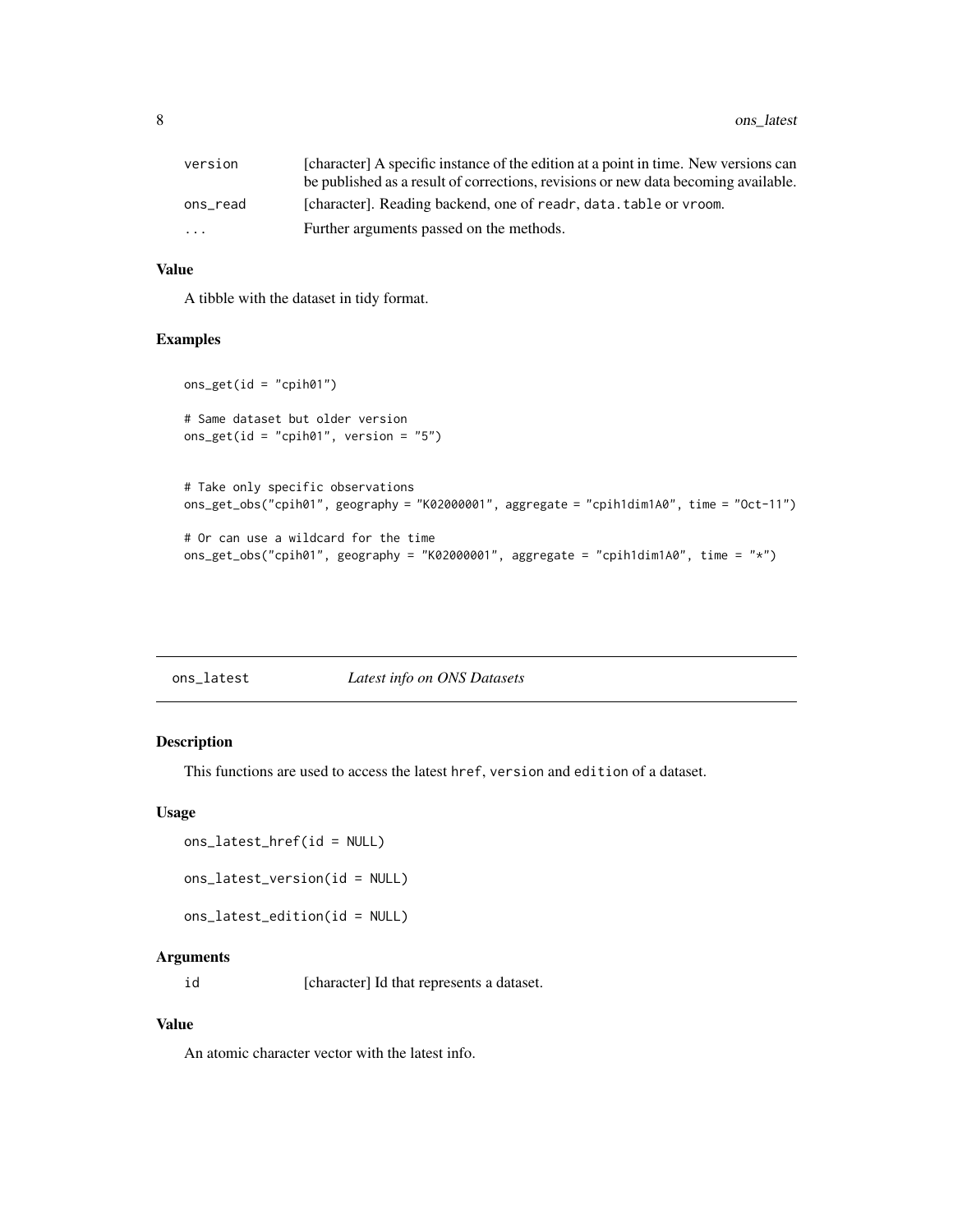| | |
|---|---|
| version | [character] A specific instance of the edition at a point in time. New versions can be published as a result of corrections, revisions or new data becoming available. |
| ons_read | [character]. Reading backend, one of readr, data.table or vroom. |
| ... | Further arguments passed on the methods. |

### Value

A tibble with the dataset in tidy format.

### Examples

```
ons_get(id = "cpih01")

# Same dataset but older version
ons_get(id = "cpih01", version = "5")


# Take only specific observations
ons_get_obs("cpih01", geography = "K02000001", aggregate = "cpih1dim1A0", time = "Oct-11")

# Or can use a wildcard for the time
ons_get_obs("cpih01", geography = "K02000001", aggregate = "cpih1dim1A0", time = "*")
```

---

## ons_latest *Latest info on ONS Datasets*

### Description

This functions are used to access the latest href, version and edition of a dataset.

### Usage

```
ons_latest_href(id = NULL)

ons_latest_version(id = NULL)

ons_latest_edition(id = NULL)
```

### Arguments

| | |
|---|---|
| id | [character] Id that represents a dataset. |

### Value

An atomic character vector with the latest info.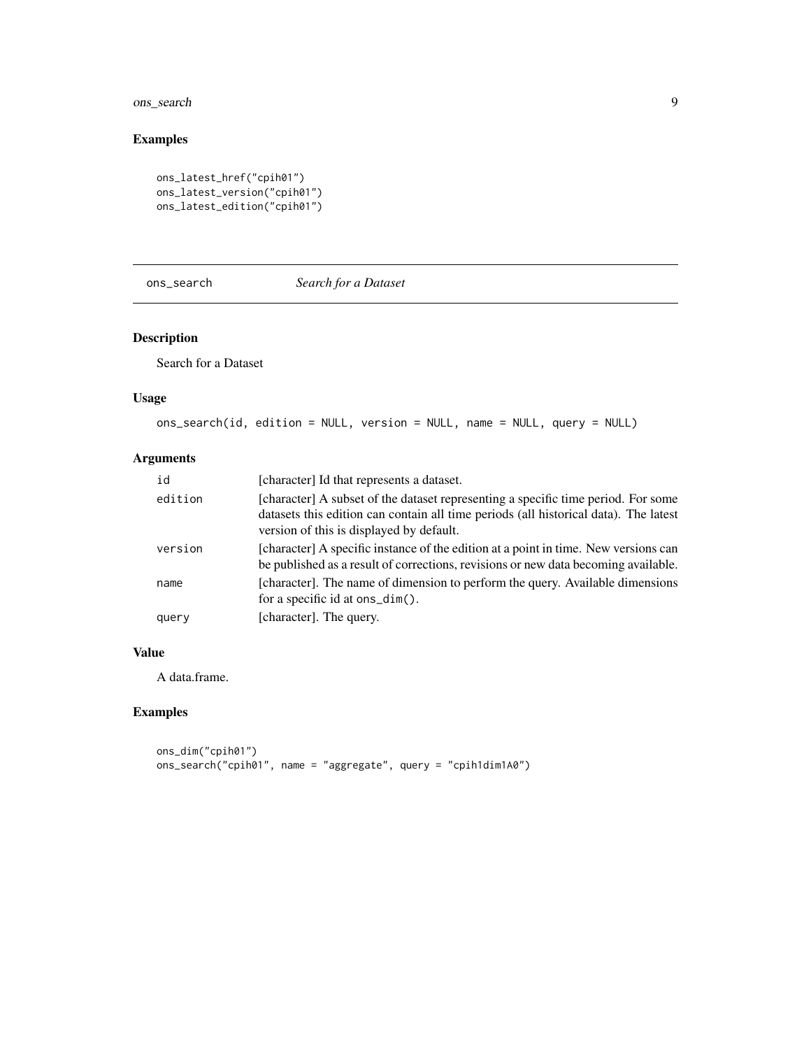## Examples

```
ons_latest_href("cpih01")
ons_latest_version("cpih01")
ons_latest_edition("cpih01")
```

---

## ons_search — *Search for a Dataset*

---

### Description

Search for a Dataset

### Usage

```
ons_search(id, edition = NULL, version = NULL, name = NULL, query = NULL)
```

### Arguments

| | |
|---|---|
| `id` | [character] Id that represents a dataset. |
| `edition` | [character] A subset of the dataset representing a specific time period. For some datasets this edition can contain all time periods (all historical data). The latest version of this is displayed by default. |
| `version` | [character] A specific instance of the edition at a point in time. New versions can be published as a result of corrections, revisions or new data becoming available. |
| `name` | [character]. The name of dimension to perform the query. Available dimensions for a specific id at `ons_dim()`. |
| `query` | [character]. The query. |

### Value

A data.frame.

### Examples

```
ons_dim("cpih01")
ons_search("cpih01", name = "aggregate", query = "cpih1dim1A0")
```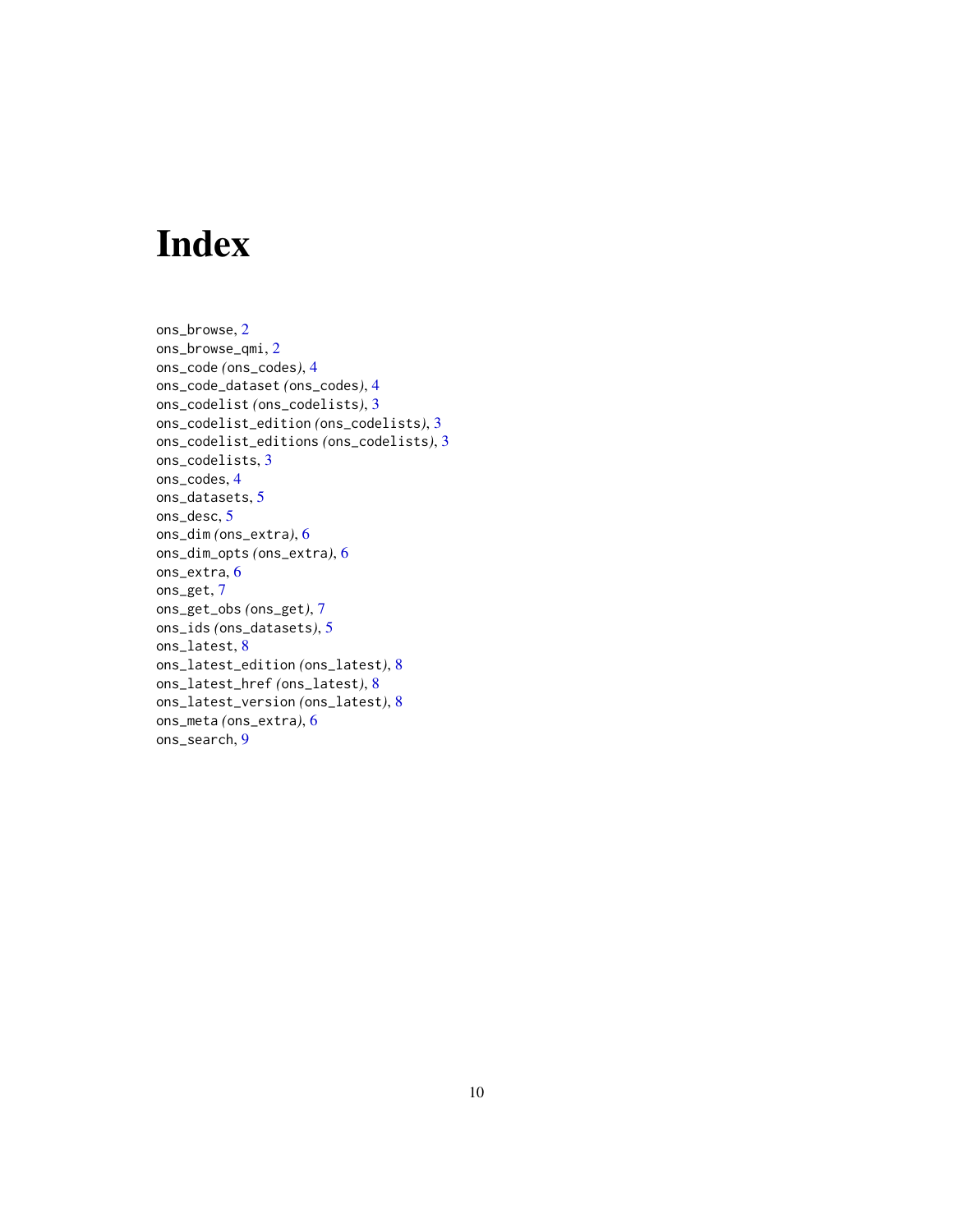# Index

ons_browse, 2
ons_browse_qmi, 2
ons_code (ons_codes), 4
ons_code_dataset (ons_codes), 4
ons_codelist (ons_codelists), 3
ons_codelist_edition (ons_codelists), 3
ons_codelist_editions (ons_codelists), 3
ons_codelists, 3
ons_codes, 4
ons_datasets, 5
ons_desc, 5
ons_dim (ons_extra), 6
ons_dim_opts (ons_extra), 6
ons_extra, 6
ons_get, 7
ons_get_obs (ons_get), 7
ons_ids (ons_datasets), 5
ons_latest, 8
ons_latest_edition (ons_latest), 8
ons_latest_href (ons_latest), 8
ons_latest_version (ons_latest), 8
ons_meta (ons_extra), 6
ons_search, 9